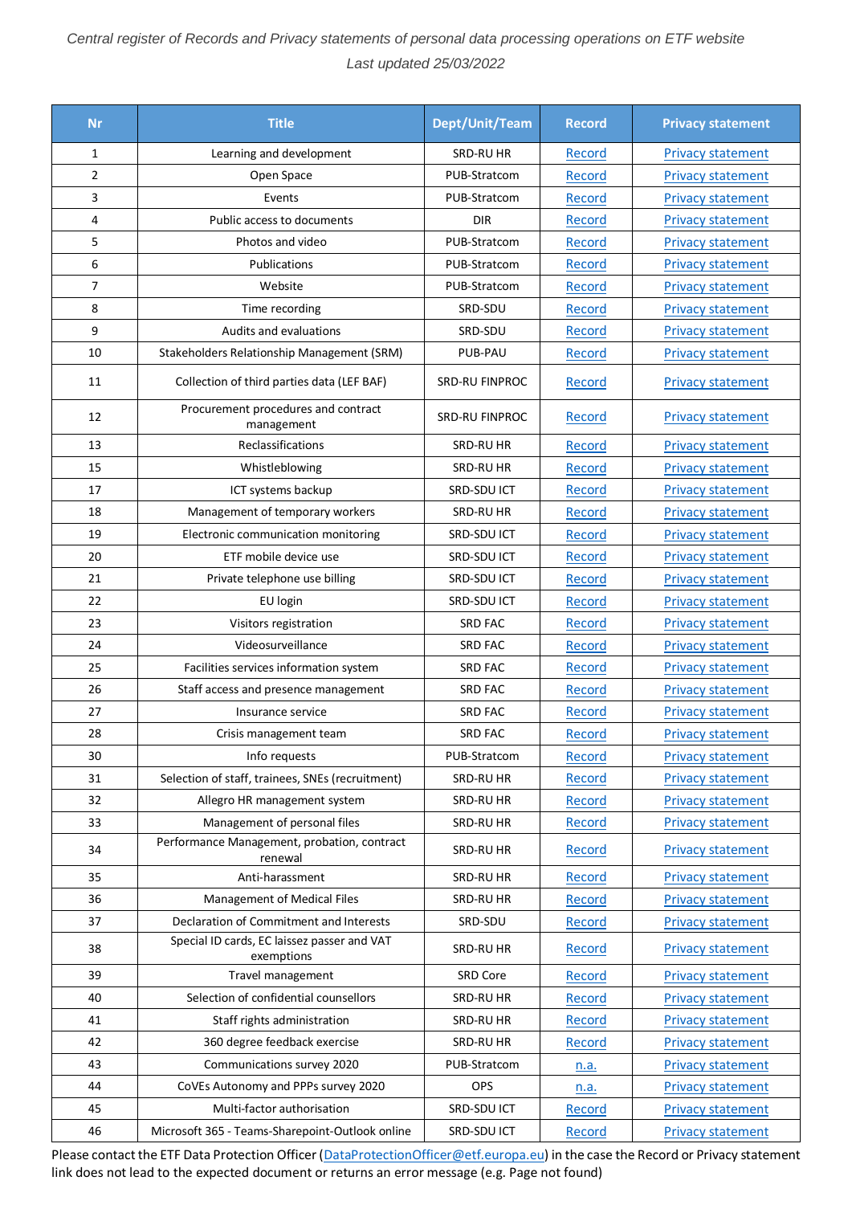*Central register of Records and Privacy statements of personal data processing operations on ETF website*

*Last updated 25/03/2022*

| Nr | Title | Dept/Unit/Team | Record | Privacy statement |
|---|---|---|---|---|
| 1 | Learning and development | SRD-RU HR | Record | Privacy statement |
| 2 | Open Space | PUB-Stratcom | Record | Privacy statement |
| 3 | Events | PUB-Stratcom | Record | Privacy statement |
| 4 | Public access to documents | DIR | Record | Privacy statement |
| 5 | Photos and video | PUB-Stratcom | Record | Privacy statement |
| 6 | Publications | PUB-Stratcom | Record | Privacy statement |
| 7 | Website | PUB-Stratcom | Record | Privacy statement |
| 8 | Time recording | SRD-SDU | Record | Privacy statement |
| 9 | Audits and evaluations | SRD-SDU | Record | Privacy statement |
| 10 | Stakeholders Relationship Management (SRM) | PUB-PAU | Record | Privacy statement |
| 11 | Collection of third parties data (LEF BAF) | SRD-RU FINPROC | Record | Privacy statement |
| 12 | Procurement procedures and contract management | SRD-RU FINPROC | Record | Privacy statement |
| 13 | Reclassifications | SRD-RU HR | Record | Privacy statement |
| 15 | Whistleblowing | SRD-RU HR | Record | Privacy statement |
| 17 | ICT systems backup | SRD-SDU ICT | Record | Privacy statement |
| 18 | Management of temporary workers | SRD-RU HR | Record | Privacy statement |
| 19 | Electronic communication monitoring | SRD-SDU ICT | Record | Privacy statement |
| 20 | ETF mobile device use | SRD-SDU ICT | Record | Privacy statement |
| 21 | Private telephone use billing | SRD-SDU ICT | Record | Privacy statement |
| 22 | EU login | SRD-SDU ICT | Record | Privacy statement |
| 23 | Visitors registration | SRD FAC | Record | Privacy statement |
| 24 | Videosurveillance | SRD FAC | Record | Privacy statement |
| 25 | Facilities services information system | SRD FAC | Record | Privacy statement |
| 26 | Staff access and presence management | SRD FAC | Record | Privacy statement |
| 27 | Insurance service | SRD FAC | Record | Privacy statement |
| 28 | Crisis management team | SRD FAC | Record | Privacy statement |
| 30 | Info requests | PUB-Stratcom | Record | Privacy statement |
| 31 | Selection of staff, trainees, SNEs (recruitment) | SRD-RU HR | Record | Privacy statement |
| 32 | Allegro HR management system | SRD-RU HR | Record | Privacy statement |
| 33 | Management of personal files | SRD-RU HR | Record | Privacy statement |
| 34 | Performance Management, probation, contract renewal | SRD-RU HR | Record | Privacy statement |
| 35 | Anti-harassment | SRD-RU HR | Record | Privacy statement |
| 36 | Management of Medical Files | SRD-RU HR | Record | Privacy statement |
| 37 | Declaration of Commitment and Interests | SRD-SDU | Record | Privacy statement |
| 38 | Special ID cards, EC laissez passer and VAT exemptions | SRD-RU HR | Record | Privacy statement |
| 39 | Travel management | SRD Core | Record | Privacy statement |
| 40 | Selection of confidential counsellors | SRD-RU HR | Record | Privacy statement |
| 41 | Staff rights administration | SRD-RU HR | Record | Privacy statement |
| 42 | 360 degree feedback exercise | SRD-RU HR | Record | Privacy statement |
| 43 | Communications survey 2020 | PUB-Stratcom | n.a. | Privacy statement |
| 44 | CoVEs Autonomy and PPPs survey 2020 | OPS | n.a. | Privacy statement |
| 45 | Multi-factor authorisation | SRD-SDU ICT | Record | Privacy statement |
| 46 | Microsoft 365 - Teams-Sharepoint-Outlook online | SRD-SDU ICT | Record | Privacy statement |

Please contact the ETF Data Protection Officer (DataProtectionOfficer@etf.europa.eu) in the case the Record or Privacy statement link does not lead to the expected document or returns an error message (e.g. Page not found)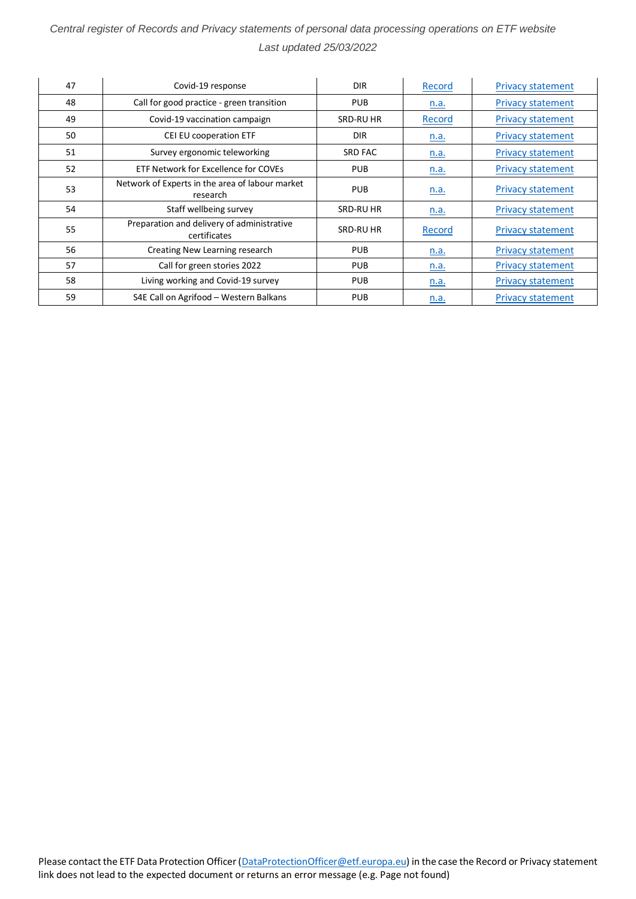| | | | | |
|---|---|---|---|---|
| 47 | Covid-19 response | DIR | Record | Privacy statement |
| 48 | Call for good practice - green transition | PUB | n.a. | Privacy statement |
| 49 | Covid-19 vaccination campaign | SRD-RU HR | Record | Privacy statement |
| 50 | CEI EU cooperation ETF | DIR | n.a. | Privacy statement |
| 51 | Survey ergonomic teleworking | SRD FAC | n.a. | Privacy statement |
| 52 | ETF Network for Excellence for COVEs | PUB | n.a. | Privacy statement |
| 53 | Network of Experts in the area of labour market research | PUB | n.a. | Privacy statement |
| 54 | Staff wellbeing survey | SRD-RU HR | n.a. | Privacy statement |
| 55 | Preparation and delivery of administrative certificates | SRD-RU HR | Record | Privacy statement |
| 56 | Creating New Learning research | PUB | n.a. | Privacy statement |
| 57 | Call for green stories 2022 | PUB | n.a. | Privacy statement |
| 58 | Living working and Covid-19 survey | PUB | n.a. | Privacy statement |
| 59 | S4E Call on Agrifood – Western Balkans | PUB | n.a. | Privacy statement |

Please contact the ETF Data Protection Officer (DataProtectionOfficer@etf.europa.eu) in the case the Record or Privacy statement link does not lead to the expected document or returns an error message (e.g. Page not found)